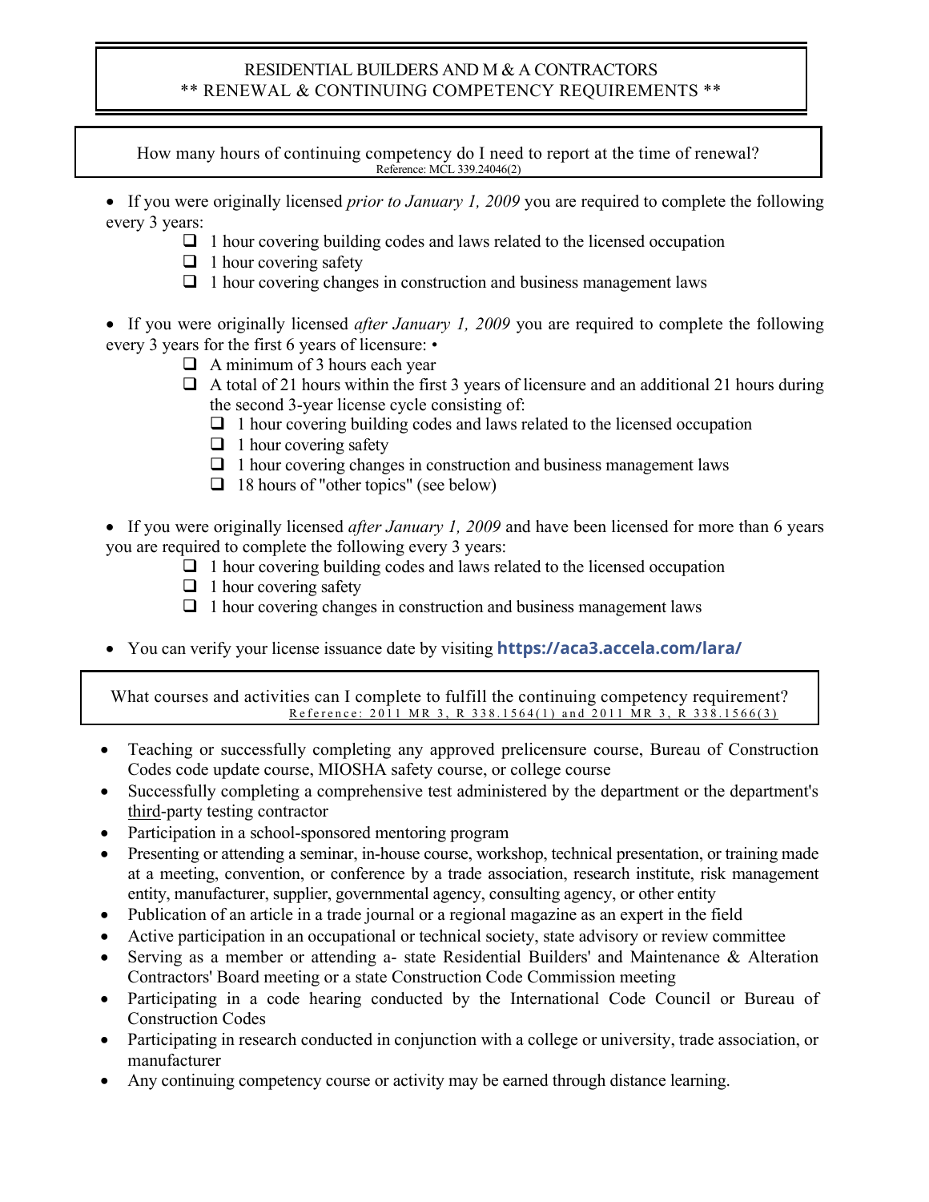# RESIDENTIAL BUILDERS AND M & A CONTRACTORS
## ** RENEWAL & CONTINUING COMPETENCY REQUIREMENTS **

### How many hours of continuing competency do I need to report at the time of renewal?

Reference: MCL 339.24046(2)

- If you were originally licensed *prior to January 1, 2009* you are required to complete the following every 3 years:
  - ❑ 1 hour covering building codes and laws related to the licensed occupation
  - ❑ 1 hour covering safety
  - ❑ 1 hour covering changes in construction and business management laws

- If you were originally licensed *after January 1, 2009* you are required to complete the following every 3 years for the first 6 years of licensure: •
  - ❑ A minimum of 3 hours each year
  - ❑ A total of 21 hours within the first 3 years of licensure and an additional 21 hours during the second 3-year license cycle consisting of:
    - ❑ 1 hour covering building codes and laws related to the licensed occupation
    - ❑ 1 hour covering safety
    - ❑ 1 hour covering changes in construction and business management laws
    - ❑ 18 hours of "other topics" (see below)

- If you were originally licensed *after January 1, 2009* and have been licensed for more than 6 years you are required to complete the following every 3 years:
  - ❑ 1 hour covering building codes and laws related to the licensed occupation
  - ❑ 1 hour covering safety
  - ❑ 1 hour covering changes in construction and business management laws

- You can verify your license issuance date by visiting **https://aca3.accela.com/lara/**

### What courses and activities can I complete to fulfill the continuing competency requirement?

Reference: 2011 MR 3, R 338.1564(1) and 2011 MR 3, R 338.1566(3)

- Teaching or successfully completing any approved prelicensure course, Bureau of Construction Codes code update course, MIOSHA safety course, or college course
- Successfully completing a comprehensive test administered by the department or the department's third-party testing contractor
- Participation in a school-sponsored mentoring program
- Presenting or attending a seminar, in-house course, workshop, technical presentation, or training made at a meeting, convention, or conference by a trade association, research institute, risk management entity, manufacturer, supplier, governmental agency, consulting agency, or other entity
- Publication of an article in a trade journal or a regional magazine as an expert in the field
- Active participation in an occupational or technical society, state advisory or review committee
- Serving as a member or attending a- state Residential Builders' and Maintenance & Alteration Contractors' Board meeting or a state Construction Code Commission meeting
- Participating in a code hearing conducted by the International Code Council or Bureau of Construction Codes
- Participating in research conducted in conjunction with a college or university, trade association, or manufacturer
- Any continuing competency course or activity may be earned through distance learning.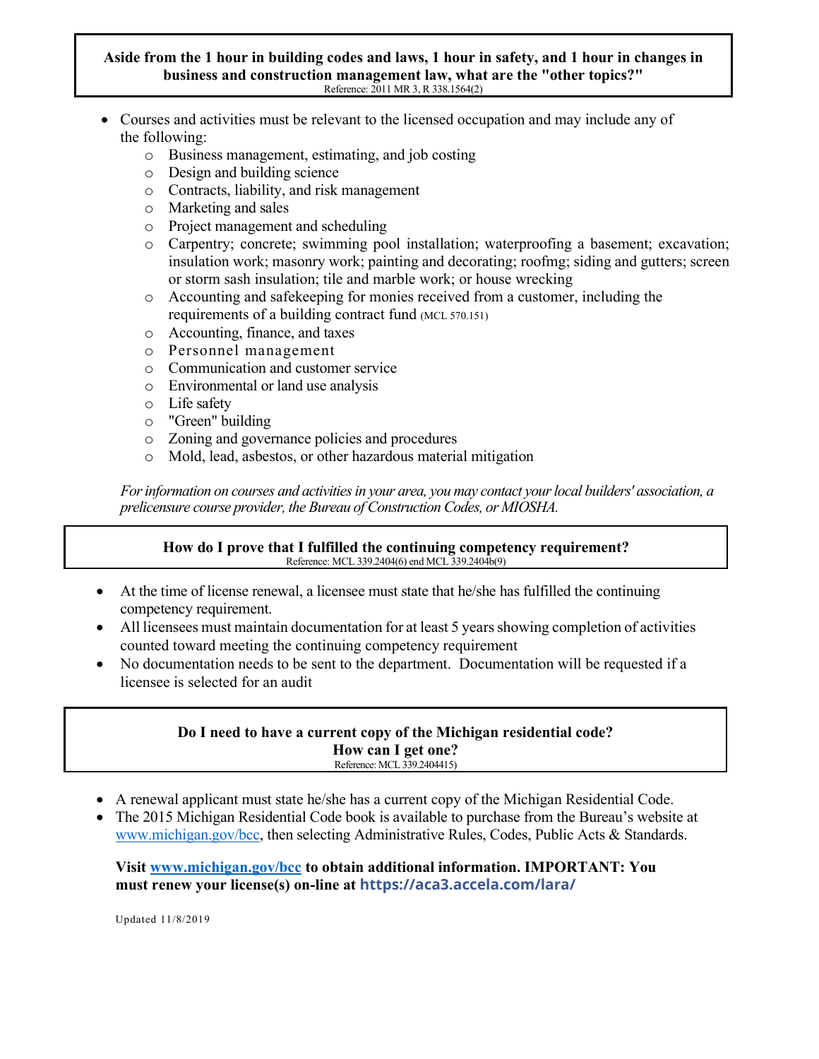**Aside from the 1 hour in building codes and laws, 1 hour in safety, and 1 hour in changes in business and construction management law, what are the "other topics?"**
Reference: 2011 MR 3, R 338.1564(2)

- Courses and activities must be relevant to the licensed occupation and may include any of the following:
  - Business management, estimating, and job costing
  - Design and building science
  - Contracts, liability, and risk management
  - Marketing and sales
  - Project management and scheduling
  - Carpentry; concrete; swimming pool installation; waterproofing a basement; excavation; insulation work; masonry work; painting and decorating; roofmg; siding and gutters; screen or storm sash insulation; tile and marble work; or house wrecking
  - Accounting and safekeeping for monies received from a customer, including the requirements of a building contract fund (MCL 570.151)
  - Accounting, finance, and taxes
  - Personnel management
  - Communication and customer service
  - Environmental or land use analysis
  - Life safety
  - "Green" building
  - Zoning and governance policies and procedures
  - Mold, lead, asbestos, or other hazardous material mitigation

*For information on courses and activities in your area, you may contact your local builders' association, a prelicensure course provider, the Bureau of Construction Codes, or MIOSHA.*

**How do I prove that I fulfilled the continuing competency requirement?**
Reference: MCL 339.2404(6) end MCL 339.2404b(9)

- At the time of license renewal, a licensee must state that he/she has fulfilled the continuing competency requirement.
- All licensees must maintain documentation for at least 5 years showing completion of activities counted toward meeting the continuing competency requirement
- No documentation needs to be sent to the department. Documentation will be requested if a licensee is selected for an audit

**Do I need to have a current copy of the Michigan residential code?**
**How can I get one?**
Reference: MCL 339.2404415)

- A renewal applicant must state he/she has a current copy of the Michigan Residential Code.
- The 2015 Michigan Residential Code book is available to purchase from the Bureau's website at www.michigan.gov/bcc, then selecting Administrative Rules, Codes, Public Acts & Standards.

**Visit www.michigan.gov/bcc to obtain additional information. IMPORTANT: You must renew your license(s) on-line at https://aca3.accela.com/lara/**

Updated 11/8/2019